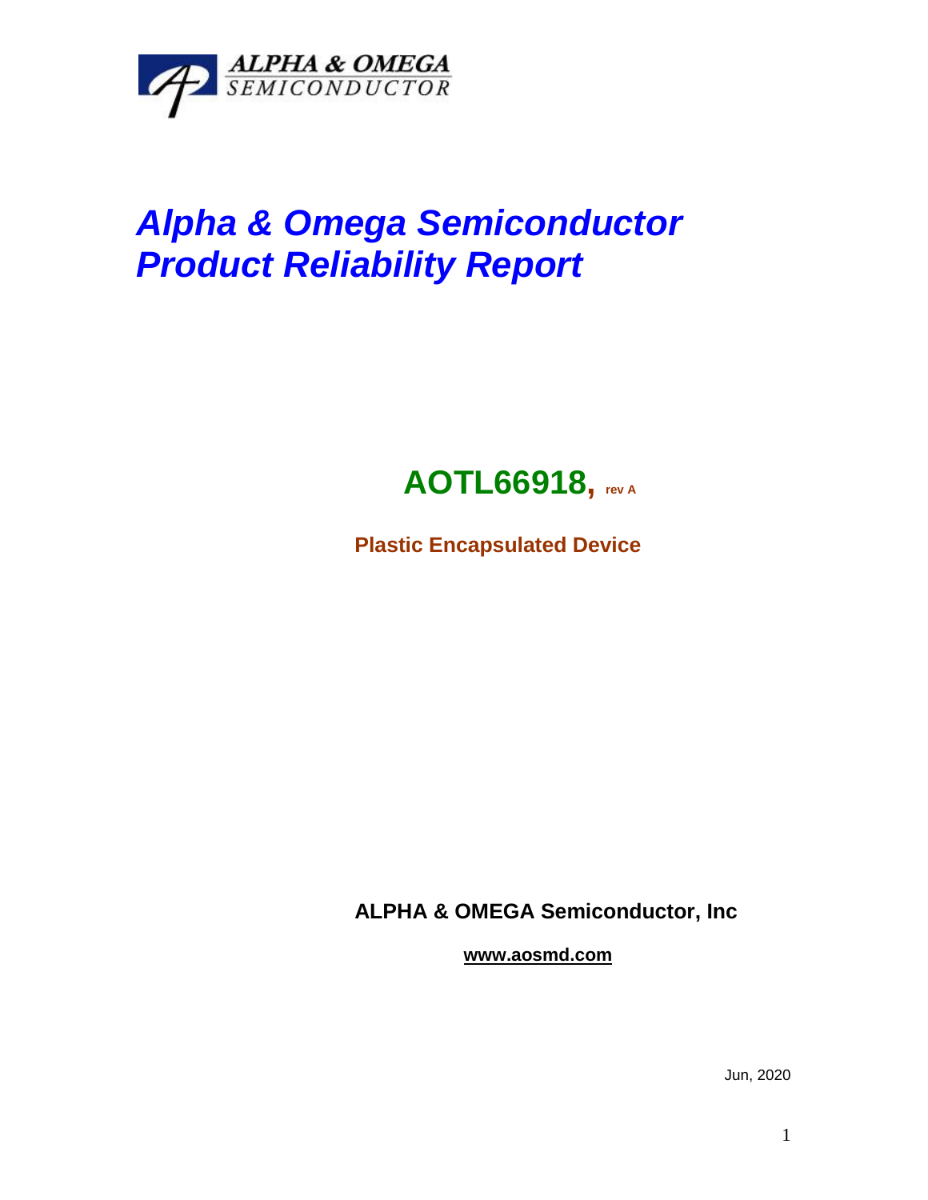ALPHA & OMEGA
SEMICONDUCTOR

# *Alpha & Omega Semiconductor Product Reliability Report*

## **AOTL66918, rev A**

**Plastic Encapsulated Device**

**ALPHA & OMEGA Semiconductor, Inc**

**www.aosmd.com**

Jun, 2020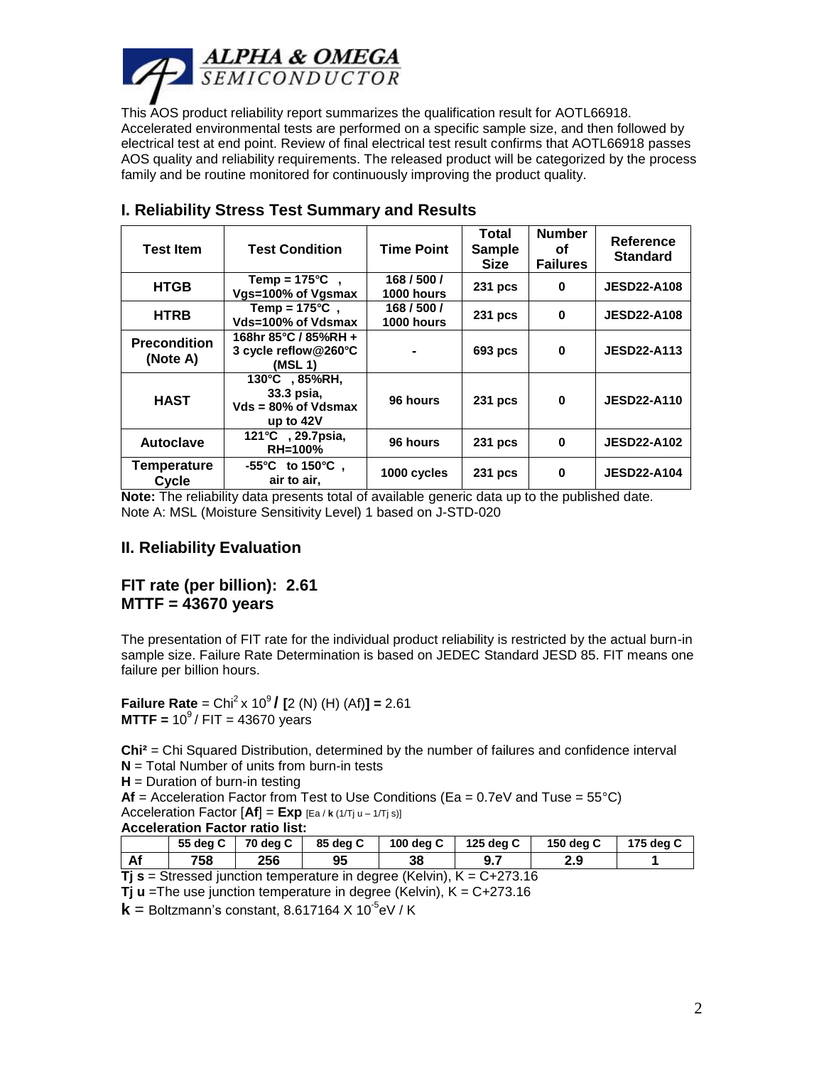ALPHA & OMEGA SEMICONDUCTOR

This AOS product reliability report summarizes the qualification result for AOTL66918. Accelerated environmental tests are performed on a specific sample size, and then followed by electrical test at end point. Review of final electrical test result confirms that AOTL66918 passes AOS quality and reliability requirements. The released product will be categorized by the process family and be routine monitored for continuously improving the product quality.

## I. Reliability Stress Test Summary and Results

| Test Item | Test Condition | Time Point | Total Sample Size | Number of Failures | Reference Standard |
|---|---|---|---|---|---|
| HTGB | Temp = 175°C , Vgs=100% of Vgsmax | 168 / 500 / 1000 hours | 231 pcs | 0 | JESD22-A108 |
| HTRB | Temp = 175°C , Vds=100% of Vdsmax | 168 / 500 / 1000 hours | 231 pcs | 0 | JESD22-A108 |
| Precondition (Note A) | 168hr 85°C / 85%RH + 3 cycle reflow@260°C (MSL 1) | - | 693 pcs | 0 | JESD22-A113 |
| HAST | 130°C , 85%RH, 33.3 psia, Vds = 80% of Vdsmax up to 42V | 96 hours | 231 pcs | 0 | JESD22-A110 |
| Autoclave | 121°C , 29.7psia, RH=100% | 96 hours | 231 pcs | 0 | JESD22-A102 |
| Temperature Cycle | -55°C to 150°C , air to air, | 1000 cycles | 231 pcs | 0 | JESD22-A104 |

**Note:** The reliability data presents total of available generic data up to the published date.
Note A: MSL (Moisture Sensitivity Level) 1 based on J-STD-020

## II. Reliability Evaluation

### FIT rate (per billion): 2.61
### MTTF = 43670 years

The presentation of FIT rate for the individual product reliability is restricted by the actual burn-in sample size. Failure Rate Determination is based on JEDEC Standard JESD 85. FIT means one failure per billion hours.

**Failure Rate** = $\text{Chi}^2 \times 10^9$ **/ [**2 (N) (H) (Af)**] =** 2.61
**MTTF =** $10^9$ / FIT = 43670 years

**Chi²** = Chi Squared Distribution, determined by the number of failures and confidence interval
**N** = Total Number of units from burn-in tests
**H** = Duration of burn-in testing
**Af** = Acceleration Factor from Test to Use Conditions (Ea = 0.7eV and Tuse = 55°C)
Acceleration Factor [**Af**] = **Exp** [Ea / **k** (1/Tj u – 1/Tj s)]
**Acceleration Factor ratio list:**

| | 55 deg C | 70 deg C | 85 deg C | 100 deg C | 125 deg C | 150 deg C | 175 deg C |
|---|---|---|---|---|---|---|---|
| Af | 758 | 256 | 95 | 38 | 9.7 | 2.9 | 1 |

**Tj s** = Stressed junction temperature in degree (Kelvin), K = C+273.16
**Tj u** =The use junction temperature in degree (Kelvin), K = C+273.16
**k** = Boltzmann's constant, $8.617164 \times 10^{-5}$eV / K